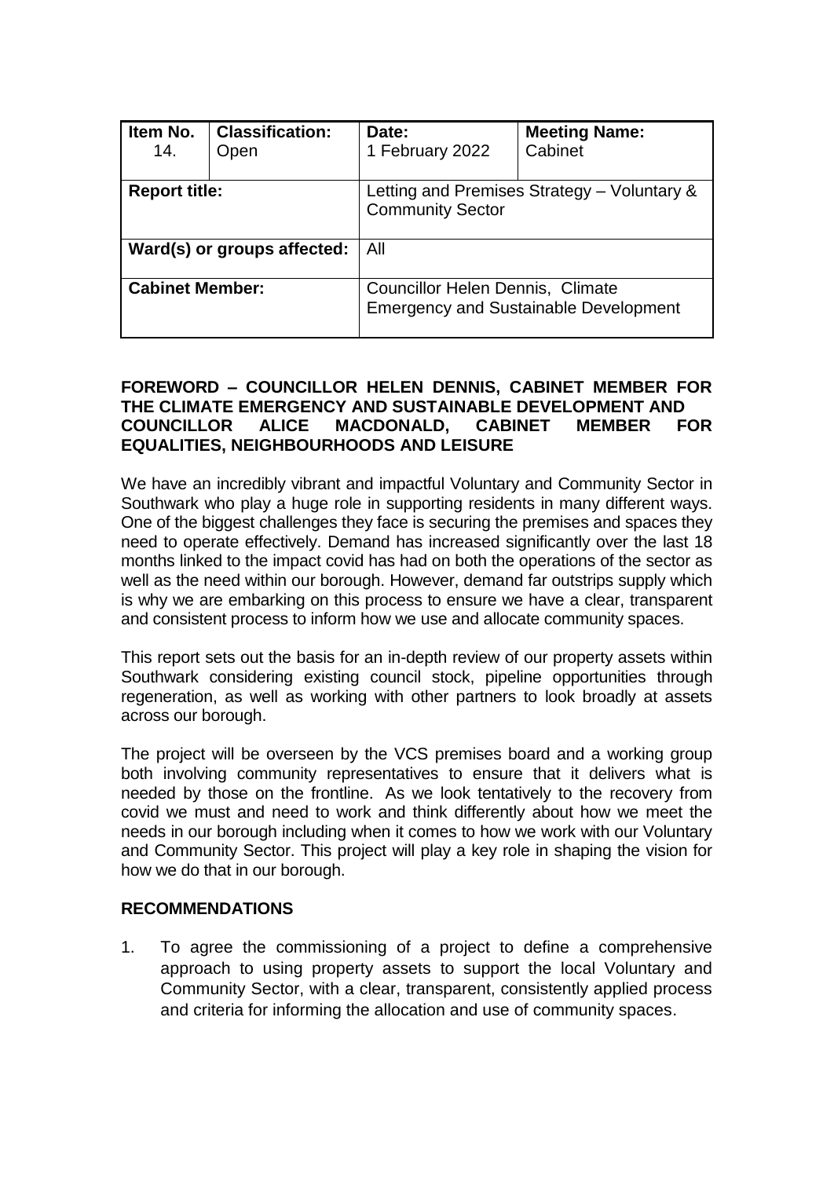| Item No. 14. | Classification: Open | Date: 1 February 2022 | Meeting Name: Cabinet |
|---|---|---|---|
| **Report title:** | | Letting and Premises Strategy – Voluntary & Community Sector | |
| **Ward(s) or groups affected:** | | All | |
| **Cabinet Member:** | | Councillor Helen Dennis, Climate Emergency and Sustainable Development | |

## FOREWORD – COUNCILLOR HELEN DENNIS, CABINET MEMBER FOR THE CLIMATE EMERGENCY AND SUSTAINABLE DEVELOPMENT AND COUNCILLOR ALICE MACDONALD, CABINET MEMBER FOR EQUALITIES, NEIGHBOURHOODS AND LEISURE

We have an incredibly vibrant and impactful Voluntary and Community Sector in Southwark who play a huge role in supporting residents in many different ways. One of the biggest challenges they face is securing the premises and spaces they need to operate effectively. Demand has increased significantly over the last 18 months linked to the impact covid has had on both the operations of the sector as well as the need within our borough. However, demand far outstrips supply which is why we are embarking on this process to ensure we have a clear, transparent and consistent process to inform how we use and allocate community spaces.

This report sets out the basis for an in-depth review of our property assets within Southwark considering existing council stock, pipeline opportunities through regeneration, as well as working with other partners to look broadly at assets across our borough.

The project will be overseen by the VCS premises board and a working group both involving community representatives to ensure that it delivers what is needed by those on the frontline. As we look tentatively to the recovery from covid we must and need to work and think differently about how we meet the needs in our borough including when it comes to how we work with our Voluntary and Community Sector. This project will play a key role in shaping the vision for how we do that in our borough.

## RECOMMENDATIONS

1. To agree the commissioning of a project to define a comprehensive approach to using property assets to support the local Voluntary and Community Sector, with a clear, transparent, consistently applied process and criteria for informing the allocation and use of community spaces.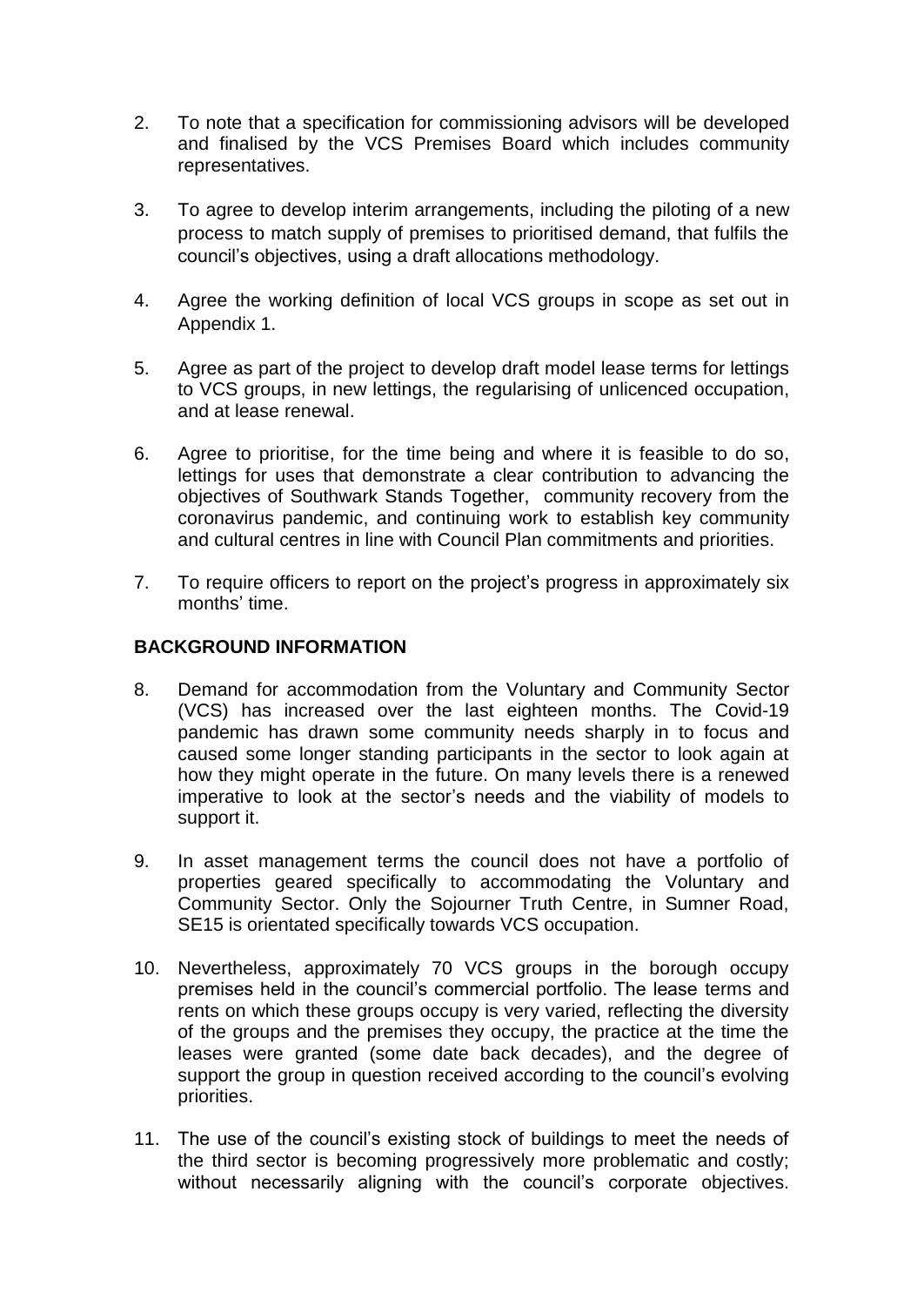2. To note that a specification for commissioning advisors will be developed and finalised by the VCS Premises Board which includes community representatives.

3. To agree to develop interim arrangements, including the piloting of a new process to match supply of premises to prioritised demand, that fulfils the council's objectives, using a draft allocations methodology.

4. Agree the working definition of local VCS groups in scope as set out in Appendix 1.

5. Agree as part of the project to develop draft model lease terms for lettings to VCS groups, in new lettings, the regularising of unlicenced occupation, and at lease renewal.

6. Agree to prioritise, for the time being and where it is feasible to do so, lettings for uses that demonstrate a clear contribution to advancing the objectives of Southwark Stands Together, community recovery from the coronavirus pandemic, and continuing work to establish key community and cultural centres in line with Council Plan commitments and priorities.

7. To require officers to report on the project's progress in approximately six months' time.

## BACKGROUND INFORMATION

8. Demand for accommodation from the Voluntary and Community Sector (VCS) has increased over the last eighteen months. The Covid-19 pandemic has drawn some community needs sharply in to focus and caused some longer standing participants in the sector to look again at how they might operate in the future. On many levels there is a renewed imperative to look at the sector's needs and the viability of models to support it.

9. In asset management terms the council does not have a portfolio of properties geared specifically to accommodating the Voluntary and Community Sector. Only the Sojourner Truth Centre, in Sumner Road, SE15 is orientated specifically towards VCS occupation.

10. Nevertheless, approximately 70 VCS groups in the borough occupy premises held in the council's commercial portfolio. The lease terms and rents on which these groups occupy is very varied, reflecting the diversity of the groups and the premises they occupy, the practice at the time the leases were granted (some date back decades), and the degree of support the group in question received according to the council's evolving priorities.

11. The use of the council's existing stock of buildings to meet the needs of the third sector is becoming progressively more problematic and costly; without necessarily aligning with the council's corporate objectives.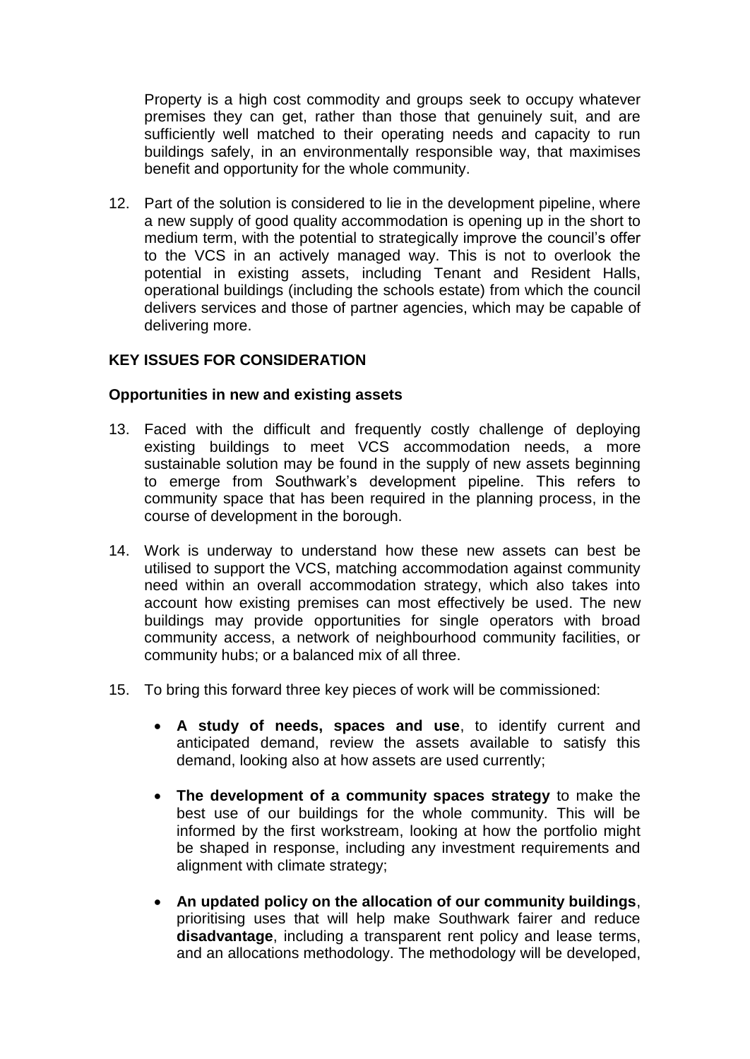Property is a high cost commodity and groups seek to occupy whatever premises they can get, rather than those that genuinely suit, and are sufficiently well matched to their operating needs and capacity to run buildings safely, in an environmentally responsible way, that maximises benefit and opportunity for the whole community.

12. Part of the solution is considered to lie in the development pipeline, where a new supply of good quality accommodation is opening up in the short to medium term, with the potential to strategically improve the council's offer to the VCS in an actively managed way. This is not to overlook the potential in existing assets, including Tenant and Resident Halls, operational buildings (including the schools estate) from which the council delivers services and those of partner agencies, which may be capable of delivering more.

## KEY ISSUES FOR CONSIDERATION

### Opportunities in new and existing assets

13. Faced with the difficult and frequently costly challenge of deploying existing buildings to meet VCS accommodation needs, a more sustainable solution may be found in the supply of new assets beginning to emerge from Southwark's development pipeline. This refers to community space that has been required in the planning process, in the course of development in the borough.

14. Work is underway to understand how these new assets can best be utilised to support the VCS, matching accommodation against community need within an overall accommodation strategy, which also takes into account how existing premises can most effectively be used. The new buildings may provide opportunities for single operators with broad community access, a network of neighbourhood community facilities, or community hubs; or a balanced mix of all three.

15. To bring this forward three key pieces of work will be commissioned:

    - **A study of needs, spaces and use**, to identify current and anticipated demand, review the assets available to satisfy this demand, looking also at how assets are used currently;

    - **The development of a community spaces strategy** to make the best use of our buildings for the whole community. This will be informed by the first workstream, looking at how the portfolio might be shaped in response, including any investment requirements and alignment with climate strategy;

    - **An updated policy on the allocation of our community buildings**, prioritising uses that will help make Southwark fairer and reduce **disadvantage**, including a transparent rent policy and lease terms, and an allocations methodology. The methodology will be developed,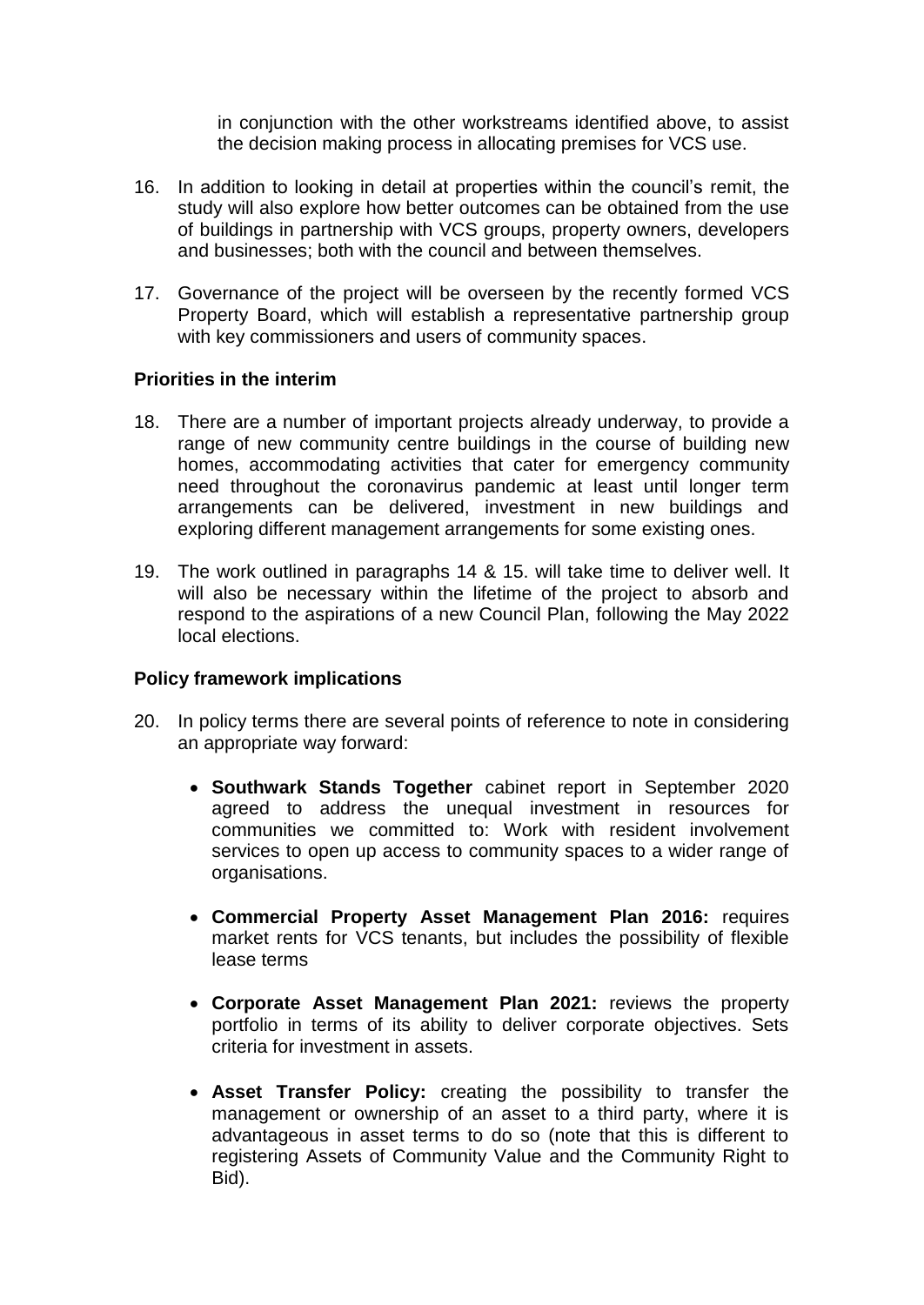in conjunction with the other workstreams identified above, to assist the decision making process in allocating premises for VCS use.

16. In addition to looking in detail at properties within the council's remit, the study will also explore how better outcomes can be obtained from the use of buildings in partnership with VCS groups, property owners, developers and businesses; both with the council and between themselves.

17. Governance of the project will be overseen by the recently formed VCS Property Board, which will establish a representative partnership group with key commissioners and users of community spaces.

**Priorities in the interim**

18. There are a number of important projects already underway, to provide a range of new community centre buildings in the course of building new homes, accommodating activities that cater for emergency community need throughout the coronavirus pandemic at least until longer term arrangements can be delivered, investment in new buildings and exploring different management arrangements for some existing ones.

19. The work outlined in paragraphs 14 & 15. will take time to deliver well. It will also be necessary within the lifetime of the project to absorb and respond to the aspirations of a new Council Plan, following the May 2022 local elections.

**Policy framework implications**

20. In policy terms there are several points of reference to note in considering an appropriate way forward:

    - **Southwark Stands Together** cabinet report in September 2020 agreed to address the unequal investment in resources for communities we committed to: Work with resident involvement services to open up access to community spaces to a wider range of organisations.

    - **Commercial Property Asset Management Plan 2016:** requires market rents for VCS tenants, but includes the possibility of flexible lease terms

    - **Corporate Asset Management Plan 2021:** reviews the property portfolio in terms of its ability to deliver corporate objectives. Sets criteria for investment in assets.

    - **Asset Transfer Policy:** creating the possibility to transfer the management or ownership of an asset to a third party, where it is advantageous in asset terms to do so (note that this is different to registering Assets of Community Value and the Community Right to Bid).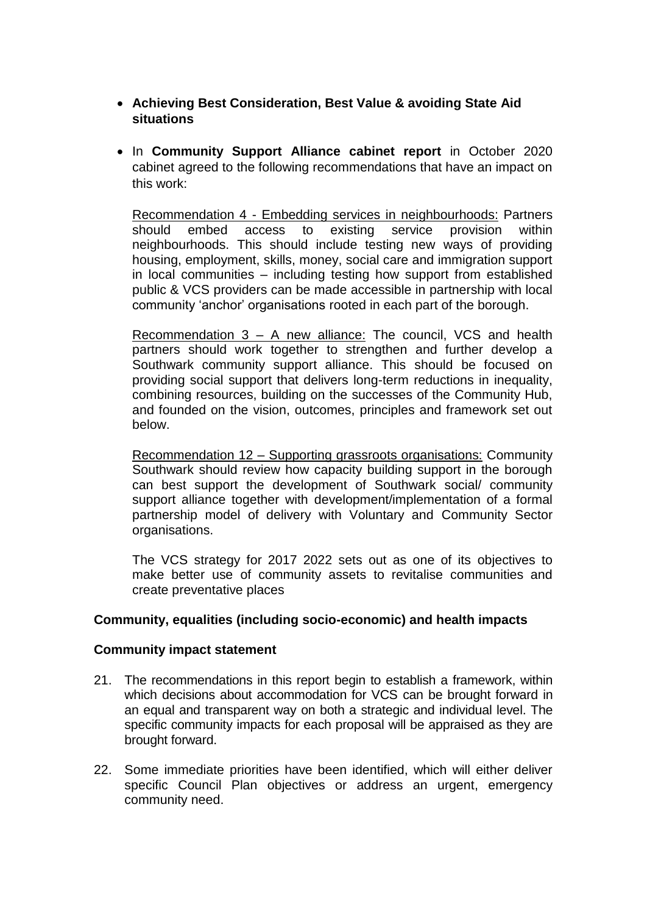- **Achieving Best Consideration, Best Value & avoiding State Aid situations**

- In **Community Support Alliance cabinet report** in October 2020 cabinet agreed to the following recommendations that have an impact on this work:

  Recommendation 4 - Embedding services in neighbourhoods: Partners should embed access to existing service provision within neighbourhoods. This should include testing new ways of providing housing, employment, skills, money, social care and immigration support in local communities – including testing how support from established public & VCS providers can be made accessible in partnership with local community 'anchor' organisations rooted in each part of the borough.

  Recommendation 3 – A new alliance: The council, VCS and health partners should work together to strengthen and further develop a Southwark community support alliance. This should be focused on providing social support that delivers long-term reductions in inequality, combining resources, building on the successes of the Community Hub, and founded on the vision, outcomes, principles and framework set out below.

  Recommendation 12 – Supporting grassroots organisations: Community Southwark should review how capacity building support in the borough can best support the development of Southwark social/ community support alliance together with development/implementation of a formal partnership model of delivery with Voluntary and Community Sector organisations.

  The VCS strategy for 2017 2022 sets out as one of its objectives to make better use of community assets to revitalise communities and create preventative places

**Community, equalities (including socio-economic) and health impacts**

**Community impact statement**

21. The recommendations in this report begin to establish a framework, within which decisions about accommodation for VCS can be brought forward in an equal and transparent way on both a strategic and individual level. The specific community impacts for each proposal will be appraised as they are brought forward.

22. Some immediate priorities have been identified, which will either deliver specific Council Plan objectives or address an urgent, emergency community need.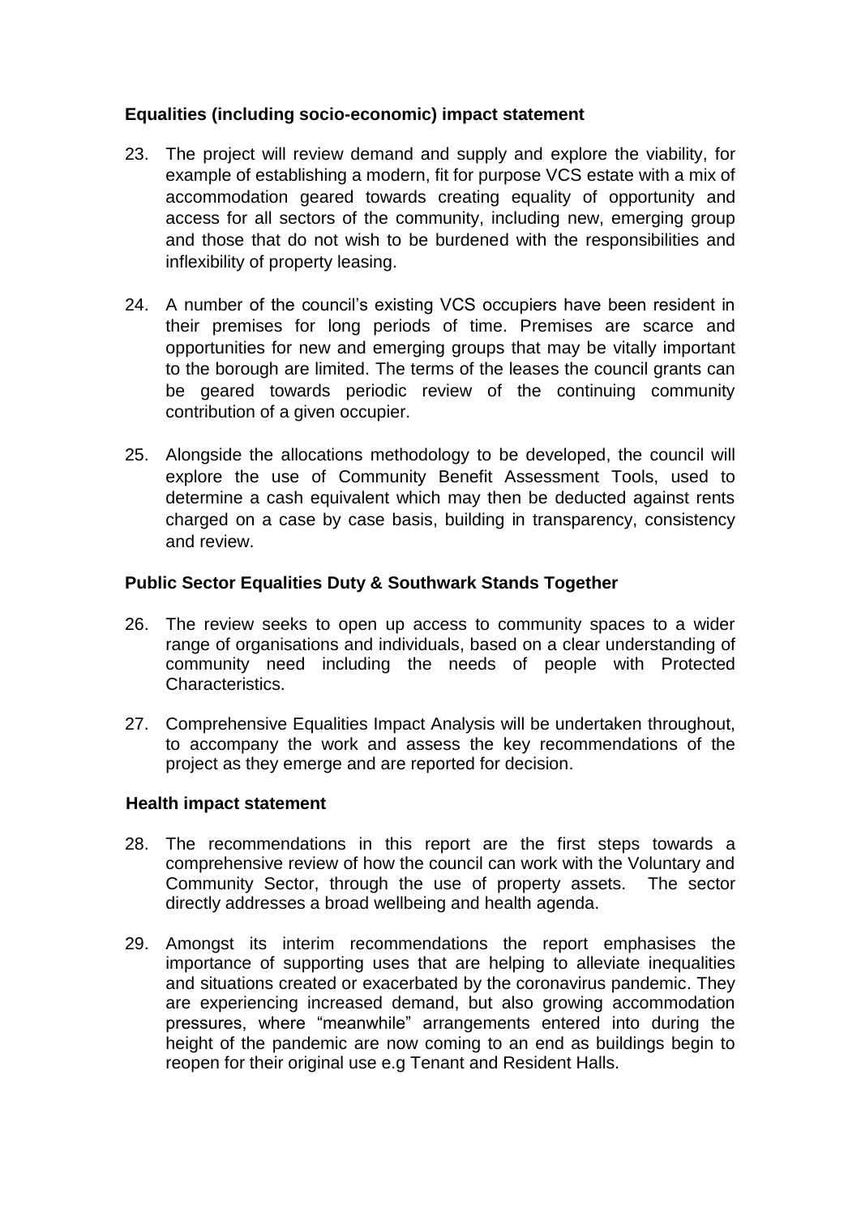### Equalities (including socio-economic) impact statement

23. The project will review demand and supply and explore the viability, for example of establishing a modern, fit for purpose VCS estate with a mix of accommodation geared towards creating equality of opportunity and access for all sectors of the community, including new, emerging group and those that do not wish to be burdened with the responsibilities and inflexibility of property leasing.

24. A number of the council's existing VCS occupiers have been resident in their premises for long periods of time. Premises are scarce and opportunities for new and emerging groups that may be vitally important to the borough are limited. The terms of the leases the council grants can be geared towards periodic review of the continuing community contribution of a given occupier.

25. Alongside the allocations methodology to be developed, the council will explore the use of Community Benefit Assessment Tools, used to determine a cash equivalent which may then be deducted against rents charged on a case by case basis, building in transparency, consistency and review.

### Public Sector Equalities Duty & Southwark Stands Together

26. The review seeks to open up access to community spaces to a wider range of organisations and individuals, based on a clear understanding of community need including the needs of people with Protected Characteristics.

27. Comprehensive Equalities Impact Analysis will be undertaken throughout, to accompany the work and assess the key recommendations of the project as they emerge and are reported for decision.

### Health impact statement

28. The recommendations in this report are the first steps towards a comprehensive review of how the council can work with the Voluntary and Community Sector, through the use of property assets. The sector directly addresses a broad wellbeing and health agenda.

29. Amongst its interim recommendations the report emphasises the importance of supporting uses that are helping to alleviate inequalities and situations created or exacerbated by the coronavirus pandemic. They are experiencing increased demand, but also growing accommodation pressures, where "meanwhile" arrangements entered into during the height of the pandemic are now coming to an end as buildings begin to reopen for their original use e.g Tenant and Resident Halls.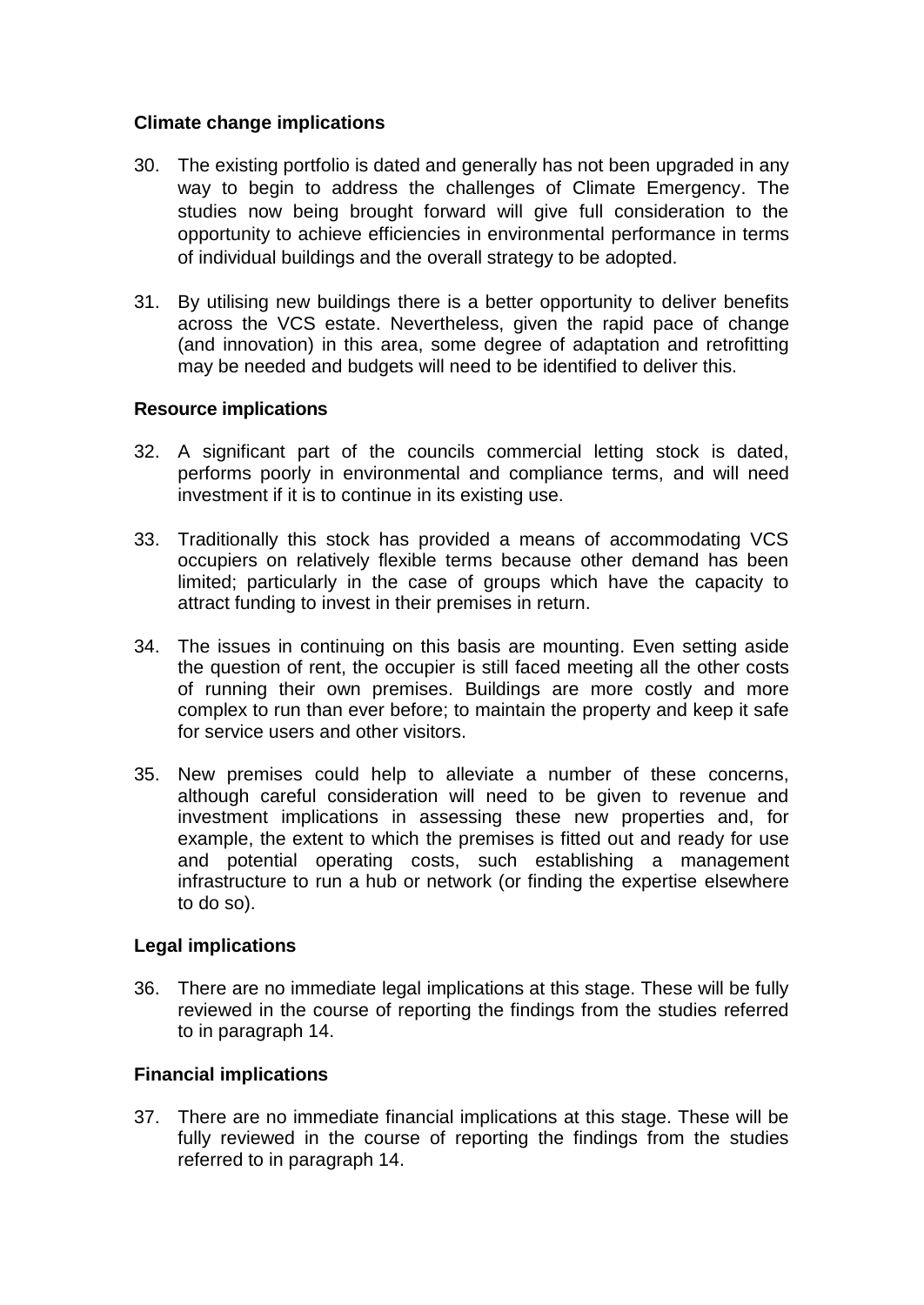**Climate change implications**

30. The existing portfolio is dated and generally has not been upgraded in any way to begin to address the challenges of Climate Emergency. The studies now being brought forward will give full consideration to the opportunity to achieve efficiencies in environmental performance in terms of individual buildings and the overall strategy to be adopted.

31. By utilising new buildings there is a better opportunity to deliver benefits across the VCS estate. Nevertheless, given the rapid pace of change (and innovation) in this area, some degree of adaptation and retrofitting may be needed and budgets will need to be identified to deliver this.

**Resource implications**

32. A significant part of the councils commercial letting stock is dated, performs poorly in environmental and compliance terms, and will need investment if it is to continue in its existing use.

33. Traditionally this stock has provided a means of accommodating VCS occupiers on relatively flexible terms because other demand has been limited; particularly in the case of groups which have the capacity to attract funding to invest in their premises in return.

34. The issues in continuing on this basis are mounting. Even setting aside the question of rent, the occupier is still faced meeting all the other costs of running their own premises. Buildings are more costly and more complex to run than ever before; to maintain the property and keep it safe for service users and other visitors.

35. New premises could help to alleviate a number of these concerns, although careful consideration will need to be given to revenue and investment implications in assessing these new properties and, for example, the extent to which the premises is fitted out and ready for use and potential operating costs, such establishing a management infrastructure to run a hub or network (or finding the expertise elsewhere to do so).

**Legal implications**

36. There are no immediate legal implications at this stage. These will be fully reviewed in the course of reporting the findings from the studies referred to in paragraph 14.

**Financial implications**

37. There are no immediate financial implications at this stage. These will be fully reviewed in the course of reporting the findings from the studies referred to in paragraph 14.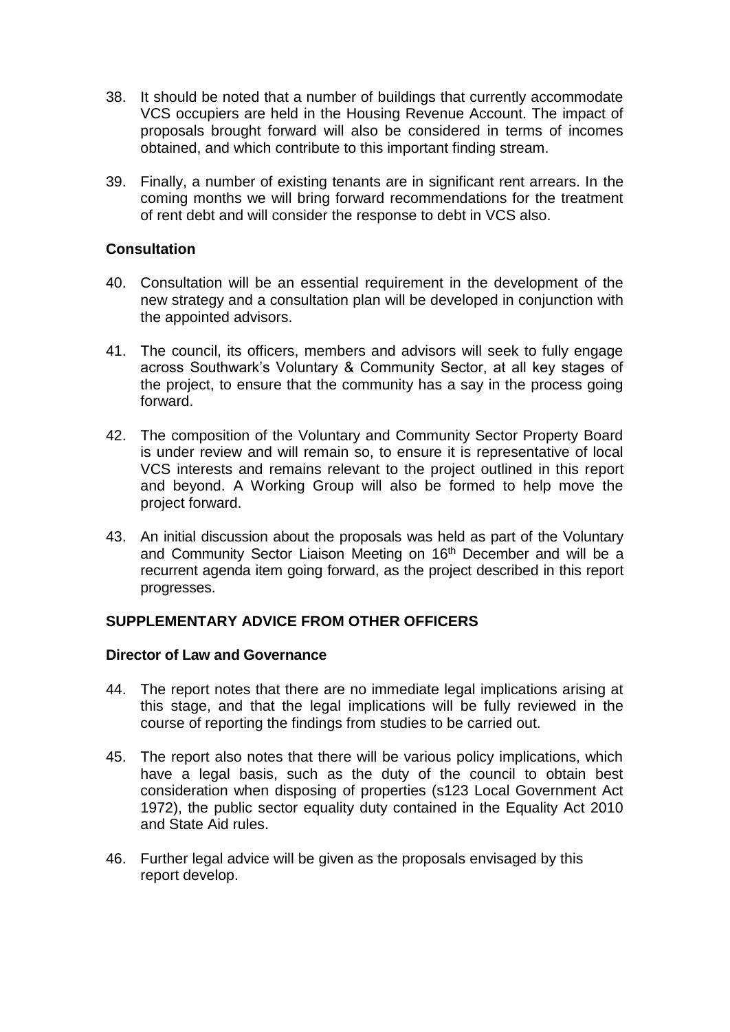38. It should be noted that a number of buildings that currently accommodate VCS occupiers are held in the Housing Revenue Account. The impact of proposals brought forward will also be considered in terms of incomes obtained, and which contribute to this important finding stream.

39. Finally, a number of existing tenants are in significant rent arrears. In the coming months we will bring forward recommendations for the treatment of rent debt and will consider the response to debt in VCS also.

**Consultation**

40. Consultation will be an essential requirement in the development of the new strategy and a consultation plan will be developed in conjunction with the appointed advisors.

41. The council, its officers, members and advisors will seek to fully engage across Southwark's Voluntary & Community Sector, at all key stages of the project, to ensure that the community has a say in the process going forward.

42. The composition of the Voluntary and Community Sector Property Board is under review and will remain so, to ensure it is representative of local VCS interests and remains relevant to the project outlined in this report and beyond. A Working Group will also be formed to help move the project forward.

43. An initial discussion about the proposals was held as part of the Voluntary and Community Sector Liaison Meeting on 16th December and will be a recurrent agenda item going forward, as the project described in this report progresses.

## SUPPLEMENTARY ADVICE FROM OTHER OFFICERS

**Director of Law and Governance**

44. The report notes that there are no immediate legal implications arising at this stage, and that the legal implications will be fully reviewed in the course of reporting the findings from studies to be carried out.

45. The report also notes that there will be various policy implications, which have a legal basis, such as the duty of the council to obtain best consideration when disposing of properties (s123 Local Government Act 1972), the public sector equality duty contained in the Equality Act 2010 and State Aid rules.

46. Further legal advice will be given as the proposals envisaged by this report develop.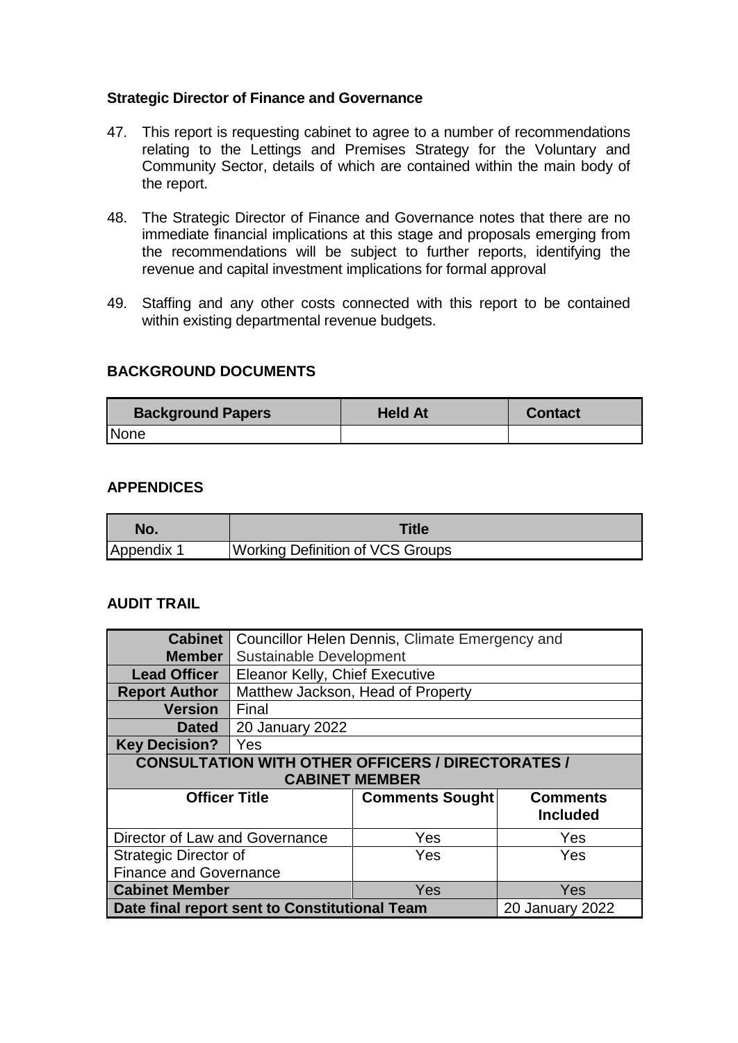**Strategic Director of Finance and Governance**

47. This report is requesting cabinet to agree to a number of recommendations relating to the Lettings and Premises Strategy for the Voluntary and Community Sector, details of which are contained within the main body of the report.

48. The Strategic Director of Finance and Governance notes that there are no immediate financial implications at this stage and proposals emerging from the recommendations will be subject to further reports, identifying the revenue and capital investment implications for formal approval

49. Staffing and any other costs connected with this report to be contained within existing departmental revenue budgets.

## BACKGROUND DOCUMENTS

| Background Papers | Held At | Contact |
|---|---|---|
| None | | |

## APPENDICES

| No. | Title |
|---|---|
| Appendix 1 | Working Definition of VCS Groups |

## AUDIT TRAIL

| | | | |
|---|---|---|---|
| **Cabinet Member** | Councillor Helen Dennis, Climate Emergency and Sustainable Development | | |
| **Lead Officer** | Eleanor Kelly, Chief Executive | | |
| **Report Author** | Matthew Jackson, Head of Property | | |
| **Version** | Final | | |
| **Dated** | 20 January 2022 | | |
| **Key Decision?** | Yes | | |
| **CONSULTATION WITH OTHER OFFICERS / DIRECTORATES / CABINET MEMBER** | | | |
| **Officer Title** | | **Comments Sought** | **Comments Included** |
| Director of Law and Governance | | Yes | Yes |
| Strategic Director of Finance and Governance | | Yes | Yes |
| **Cabinet Member** | | Yes | Yes |
| **Date final report sent to Constitutional Team** | | | 20 January 2022 |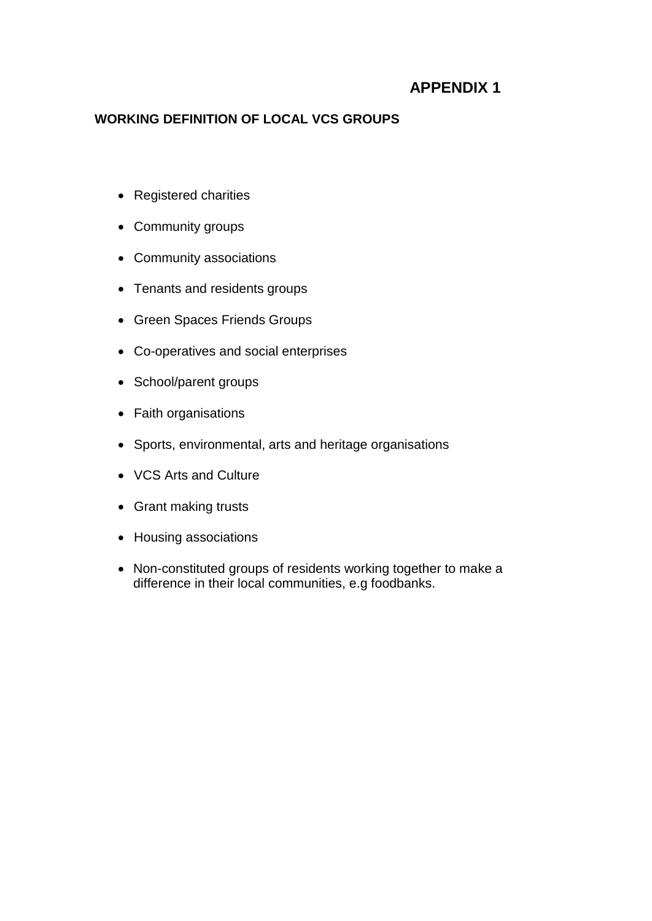# APPENDIX 1

## WORKING DEFINITION OF LOCAL VCS GROUPS

- Registered charities
- Community groups
- Community associations
- Tenants and residents groups
- Green Spaces Friends Groups
- Co-operatives and social enterprises
- School/parent groups
- Faith organisations
- Sports, environmental, arts and heritage organisations
- VCS Arts and Culture
- Grant making trusts
- Housing associations
- Non-constituted groups of residents working together to make a difference in their local communities, e.g foodbanks.